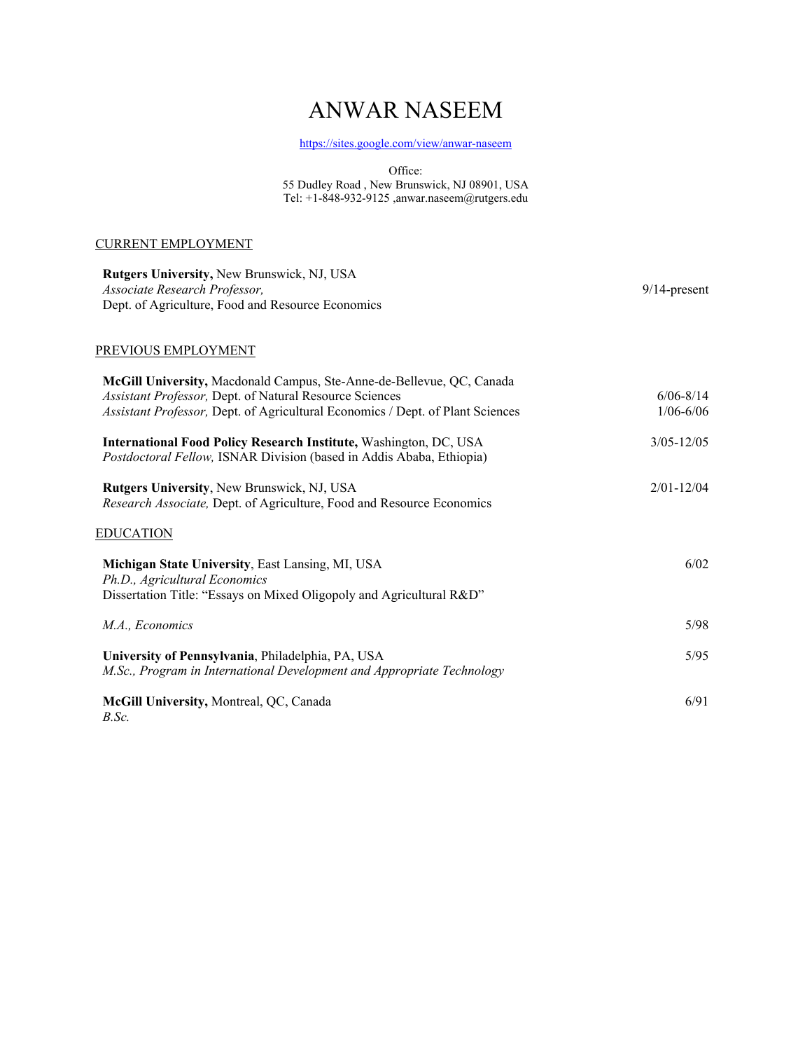# ANWAR NASEEM

https://sites.google.com/view/anwar-naseem

Office:
55 Dudley Road , New Brunswick, NJ 08901, USA
Tel: +1-848-932-9125 ,anwar.naseem@rutgers.edu

## CURRENT EMPLOYMENT

**Rutgers University,** New Brunswick, NJ, USA
*Associate Research Professor,* 9/14-present
Dept. of Agriculture, Food and Resource Economics

## PREVIOUS EMPLOYMENT

**McGill University,** Macdonald Campus, Ste-Anne-de-Bellevue, QC, Canada
*Assistant Professor,* Dept. of Natural Resource Sciences 6/06-8/14
*Assistant Professor,* Dept. of Agricultural Economics / Dept. of Plant Sciences 1/06-6/06

**International Food Policy Research Institute,** Washington, DC, USA 3/05-12/05
*Postdoctoral Fellow,* ISNAR Division (based in Addis Ababa, Ethiopia)

**Rutgers University**, New Brunswick, NJ, USA 2/01-12/04
*Research Associate,* Dept. of Agriculture, Food and Resource Economics

## EDUCATION

**Michigan State University**, East Lansing, MI, USA 6/02
*Ph.D., Agricultural Economics*
Dissertation Title: "Essays on Mixed Oligopoly and Agricultural R&D"

*M.A., Economics* 5/98

**University of Pennsylvania**, Philadelphia, PA, USA 5/95
*M.Sc., Program in International Development and Appropriate Technology*

**McGill University,** Montreal, QC, Canada 6/91
*B.Sc.*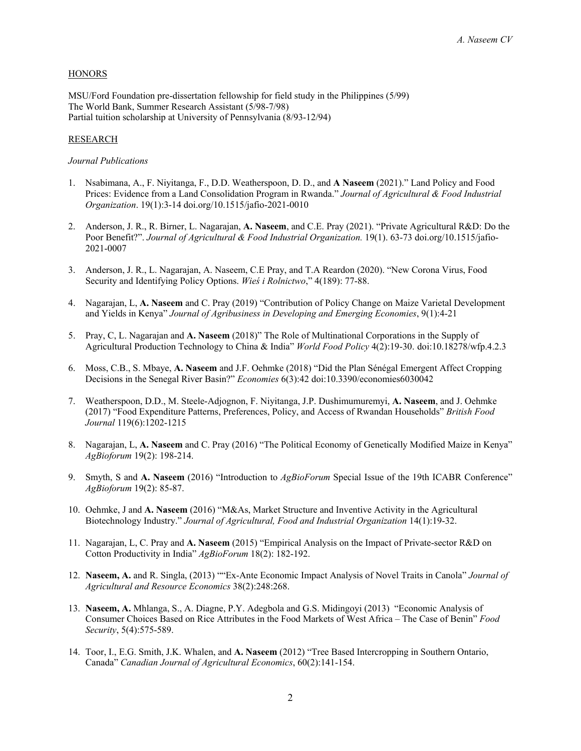HONORS

MSU/Ford Foundation pre-dissertation fellowship for field study in the Philippines (5/99)
The World Bank, Summer Research Assistant (5/98-7/98)
Partial tuition scholarship at University of Pennsylvania (8/93-12/94)

RESEARCH

*Journal Publications*

1. Nsabimana, A., F. Niyitanga, F., D.D. Weatherspoon, D. D., and **A Naseem** (2021)." Land Policy and Food Prices: Evidence from a Land Consolidation Program in Rwanda." *Journal of Agricultural & Food Industrial Organization*. 19(1):3-14 doi.org/10.1515/jafio-2021-0010

2. Anderson, J. R., R. Birner, L. Nagarajan, **A. Naseem**, and C.E. Pray (2021). "Private Agricultural R&D: Do the Poor Benefit?". *Journal of Agricultural & Food Industrial Organization.* 19(1). 63-73 doi.org/10.1515/jafio-2021-0007

3. Anderson, J. R., L. Nagarajan, A. Naseem, C.E Pray, and T.A Reardon (2020). "New Corona Virus, Food Security and Identifying Policy Options. *Wieś i Rolnictwo*," 4(189): 77-88.

4. Nagarajan, L, **A. Naseem** and C. Pray (2019) "Contribution of Policy Change on Maize Varietal Development and Yields in Kenya" *Journal of Agribusiness in Developing and Emerging Economies*, 9(1):4-21

5. Pray, C, L. Nagarajan and **A. Naseem** (2018)" The Role of Multinational Corporations in the Supply of Agricultural Production Technology to China & India" *World Food Policy* 4(2):19-30. doi:10.18278/wfp.4.2.3

6. Moss, C.B., S. Mbaye, **A. Naseem** and J.F. Oehmke (2018) "Did the Plan Sénégal Emergent Affect Cropping Decisions in the Senegal River Basin?" *Economies* 6(3):42 doi:10.3390/economies6030042

7. Weatherspoon, D.D., M. Steele-Adjognon, F. Niyitanga, J.P. Dushimumuremyi, **A. Naseem**, and J. Oehmke (2017) "Food Expenditure Patterns, Preferences, Policy, and Access of Rwandan Households" *British Food Journal* 119(6):1202-1215

8. Nagarajan, L, **A. Naseem** and C. Pray (2016) "The Political Economy of Genetically Modified Maize in Kenya" *AgBioforum* 19(2): 198-214.

9. Smyth, S and **A. Naseem** (2016) "Introduction to *AgBioForum* Special Issue of the 19th ICABR Conference" *AgBioforum* 19(2): 85-87.

10. Oehmke, J and **A. Naseem** (2016) "M&As, Market Structure and Inventive Activity in the Agricultural Biotechnology Industry." *Journal of Agricultural, Food and Industrial Organization* 14(1):19-32.

11. Nagarajan, L, C. Pray and **A. Naseem** (2015) "Empirical Analysis on the Impact of Private-sector R&D on Cotton Productivity in India" *AgBioForum* 18(2): 182-192.

12. **Naseem, A.** and R. Singla, (2013) ""Ex-Ante Economic Impact Analysis of Novel Traits in Canola" *Journal of Agricultural and Resource Economics* 38(2):248:268.

13. **Naseem, A.** Mhlanga, S., A. Diagne, P.Y. Adegbola and G.S. Midingoyi (2013) "Economic Analysis of Consumer Choices Based on Rice Attributes in the Food Markets of West Africa – The Case of Benin" *Food Security*, 5(4):575-589.

14. Toor, I., E.G. Smith, J.K. Whalen, and **A. Naseem** (2012) "Tree Based Intercropping in Southern Ontario, Canada" *Canadian Journal of Agricultural Economics*, 60(2):141-154.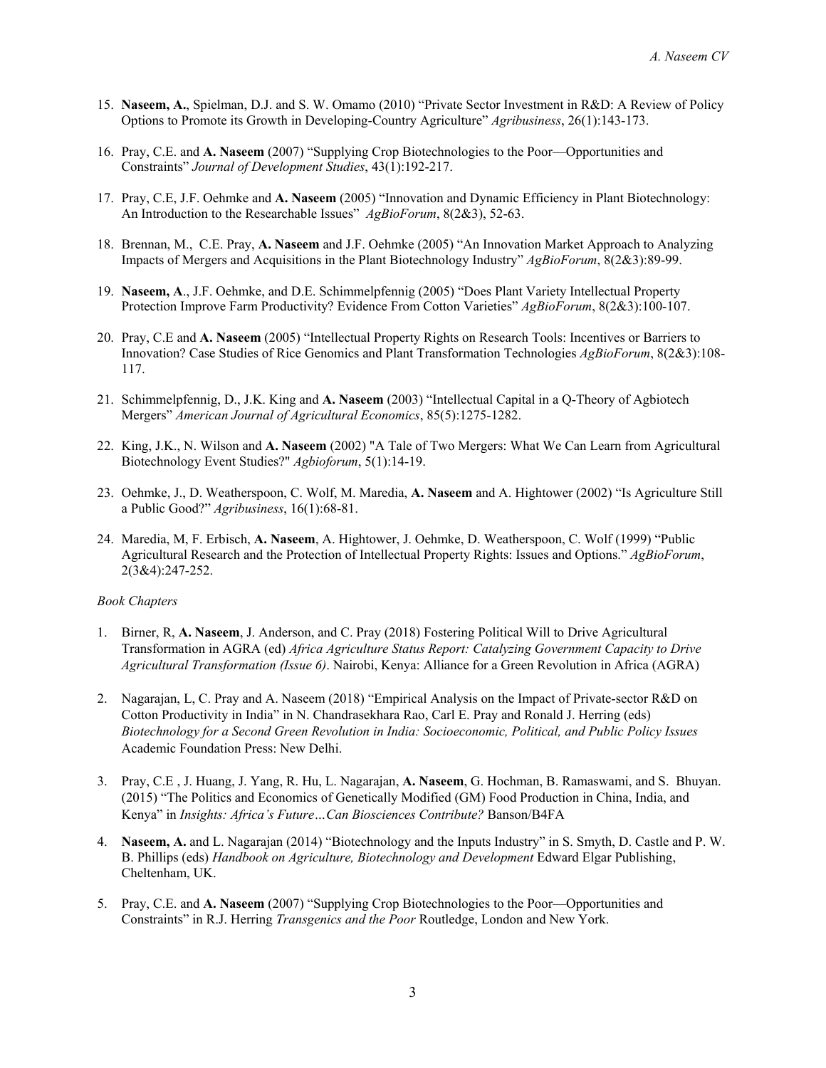15. **Naseem, A.**, Spielman, D.J. and S. W. Omamo (2010) "Private Sector Investment in R&D: A Review of Policy Options to Promote its Growth in Developing-Country Agriculture" *Agribusiness*, 26(1):143-173.

16. Pray, C.E. and **A. Naseem** (2007) "Supplying Crop Biotechnologies to the Poor—Opportunities and Constraints" *Journal of Development Studies*, 43(1):192-217.

17. Pray, C.E, J.F. Oehmke and **A. Naseem** (2005) "Innovation and Dynamic Efficiency in Plant Biotechnology: An Introduction to the Researchable Issues" *AgBioForum*, 8(2&3), 52-63.

18. Brennan, M., C.E. Pray, **A. Naseem** and J.F. Oehmke (2005) "An Innovation Market Approach to Analyzing Impacts of Mergers and Acquisitions in the Plant Biotechnology Industry" *AgBioForum*, 8(2&3):89-99.

19. **Naseem, A**., J.F. Oehmke, and D.E. Schimmelpfennig (2005) "Does Plant Variety Intellectual Property Protection Improve Farm Productivity? Evidence From Cotton Varieties" *AgBioForum*, 8(2&3):100-107.

20. Pray, C.E and **A. Naseem** (2005) "Intellectual Property Rights on Research Tools: Incentives or Barriers to Innovation? Case Studies of Rice Genomics and Plant Transformation Technologies *AgBioForum*, 8(2&3):108-117.

21. Schimmelpfennig, D., J.K. King and **A. Naseem** (2003) "Intellectual Capital in a Q-Theory of Agbiotech Mergers" *American Journal of Agricultural Economics*, 85(5):1275-1282.

22. King, J.K., N. Wilson and **A. Naseem** (2002) "A Tale of Two Mergers: What We Can Learn from Agricultural Biotechnology Event Studies?" *Agbioforum*, 5(1):14-19.

23. Oehmke, J., D. Weatherspoon, C. Wolf, M. Maredia, **A. Naseem** and A. Hightower (2002) "Is Agriculture Still a Public Good?" *Agribusiness*, 16(1):68-81.

24. Maredia, M, F. Erbisch, **A. Naseem**, A. Hightower, J. Oehmke, D. Weatherspoon, C. Wolf (1999) "Public Agricultural Research and the Protection of Intellectual Property Rights: Issues and Options." *AgBioForum*, 2(3&4):247-252.

*Book Chapters*

1. Birner, R, **A. Naseem**, J. Anderson, and C. Pray (2018) Fostering Political Will to Drive Agricultural Transformation in AGRA (ed) *Africa Agriculture Status Report: Catalyzing Government Capacity to Drive Agricultural Transformation (Issue 6)*. Nairobi, Kenya: Alliance for a Green Revolution in Africa (AGRA)

2. Nagarajan, L, C. Pray and A. Naseem (2018) "Empirical Analysis on the Impact of Private-sector R&D on Cotton Productivity in India" in N. Chandrasekhara Rao, Carl E. Pray and Ronald J. Herring (eds) *Biotechnology for a Second Green Revolution in India: Socioeconomic, Political, and Public Policy Issues* Academic Foundation Press: New Delhi.

3. Pray, C.E , J. Huang, J. Yang, R. Hu, L. Nagarajan, **A. Naseem**, G. Hochman, B. Ramaswami, and S. Bhuyan. (2015) "The Politics and Economics of Genetically Modified (GM) Food Production in China, India, and Kenya" in *Insights: Africa's Future…Can Biosciences Contribute?* Banson/B4FA

4. **Naseem, A.** and L. Nagarajan (2014) "Biotechnology and the Inputs Industry" in S. Smyth, D. Castle and P. W. B. Phillips (eds) *Handbook on Agriculture, Biotechnology and Development* Edward Elgar Publishing, Cheltenham, UK.

5. Pray, C.E. and **A. Naseem** (2007) "Supplying Crop Biotechnologies to the Poor—Opportunities and Constraints" in R.J. Herring *Transgenics and the Poor* Routledge, London and New York.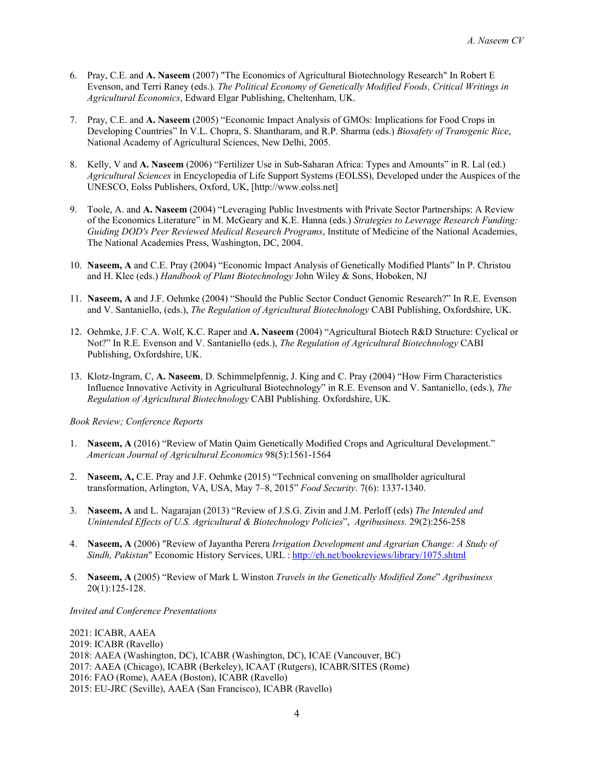6. Pray, C.E. and **A. Naseem** (2007) "The Economics of Agricultural Biotechnology Research" In Robert E Evenson, and Terri Raney (eds.). *The Political Economy of Genetically Modified Foods, Critical Writings in Agricultural Economics*, Edward Elgar Publishing, Cheltenham, UK.

7. Pray, C.E. and **A. Naseem** (2005) "Economic Impact Analysis of GMOs: Implications for Food Crops in Developing Countries" In V.L. Chopra, S. Shantharam, and R.P. Sharma (eds.) *Biosafety of Transgenic Rice*, National Academy of Agricultural Sciences, New Delhi, 2005.

8. Kelly, V and **A. Naseem** (2006) "Fertilizer Use in Sub-Saharan Africa: Types and Amounts" in R. Lal (ed.) *Agricultural Sciences* in Encyclopedia of Life Support Systems (EOLSS), Developed under the Auspices of the UNESCO, Eolss Publishers, Oxford, UK, [http://www.eolss.net]

9. Toole, A. and **A. Naseem** (2004) "Leveraging Public Investments with Private Sector Partnerships: A Review of the Economics Literature" in M. McGeary and K.E. Hanna (eds.) *Strategies to Leverage Research Funding: Guiding DOD's Peer Reviewed Medical Research Programs*, Institute of Medicine of the National Academies, The National Academies Press, Washington, DC, 2004.

10. **Naseem, A** and C.E. Pray (2004) "Economic Impact Analysis of Genetically Modified Plants" In P. Christou and H. Klee (eds.) *Handbook of Plant Biotechnology* John Wiley & Sons, Hoboken, NJ

11. **Naseem, A** and J.F. Oehmke (2004) "Should the Public Sector Conduct Genomic Research?" In R.E. Evenson and V. Santaniello, (eds.), *The Regulation of Agricultural Biotechnology* CABI Publishing, Oxfordshire, UK.

12. Oehmke, J.F. C.A. Wolf, K.C. Raper and **A. Naseem** (2004) "Agricultural Biotech R&D Structure: Cyclical or Not?" In R.E. Evenson and V. Santaniello (eds.), *The Regulation of Agricultural Biotechnology* CABI Publishing, Oxfordshire, UK.

13. Klotz-Ingram, C, **A. Naseem**, D. Schimmelpfennig, J. King and C. Pray (2004) "How Firm Characteristics Influence Innovative Activity in Agricultural Biotechnology" in R.E. Evenson and V. Santaniello, (eds.), *The Regulation of Agricultural Biotechnology* CABI Publishing. Oxfordshire, UK.

*Book Review; Conference Reports*

1. **Naseem, A** (2016) "Review of Matin Qaim Genetically Modified Crops and Agricultural Development." *American Journal of Agricultural Economics* 98(5):1561-1564

2. **Naseem, A,** C.E. Pray and J.F. Oehmke (2015) "Technical convening on smallholder agricultural transformation, Arlington, VA, USA, May 7–8, 2015" *Food Security*. 7(6): 1337-1340.

3. **Naseem, A** and L. Nagarajan (2013) "Review of J.S.G. Zivin and J.M. Perloff (eds) *The Intended and Unintended Effects of U.S. Agricultural & Biotechnology Policies*", *Agribusiness.* 29(2):256-258

4. **Naseem, A** (2006) "Review of Jayantha Perera *Irrigation Development and Agrarian Change: A Study of Sindh, Pakistan*" Economic History Services, URL : http://eh.net/bookreviews/library/1075.shtml

5. **Naseem, A** (2005) "Review of Mark L Winston *Travels in the Genetically Modified Zone*" *Agribusiness* 20(1):125-128.

*Invited and Conference Presentations*

2021: ICABR, AAEA
2019: ICABR (Ravello)
2018: AAEA (Washington, DC), ICABR (Washington, DC), ICAE (Vancouver, BC)
2017: AAEA (Chicago), ICABR (Berkeley), ICAAT (Rutgers), ICABR/SITES (Rome)
2016: FAO (Rome), AAEA (Boston), ICABR (Ravello)
2015: EU-JRC (Seville), AAEA (San Francisco), ICABR (Ravello)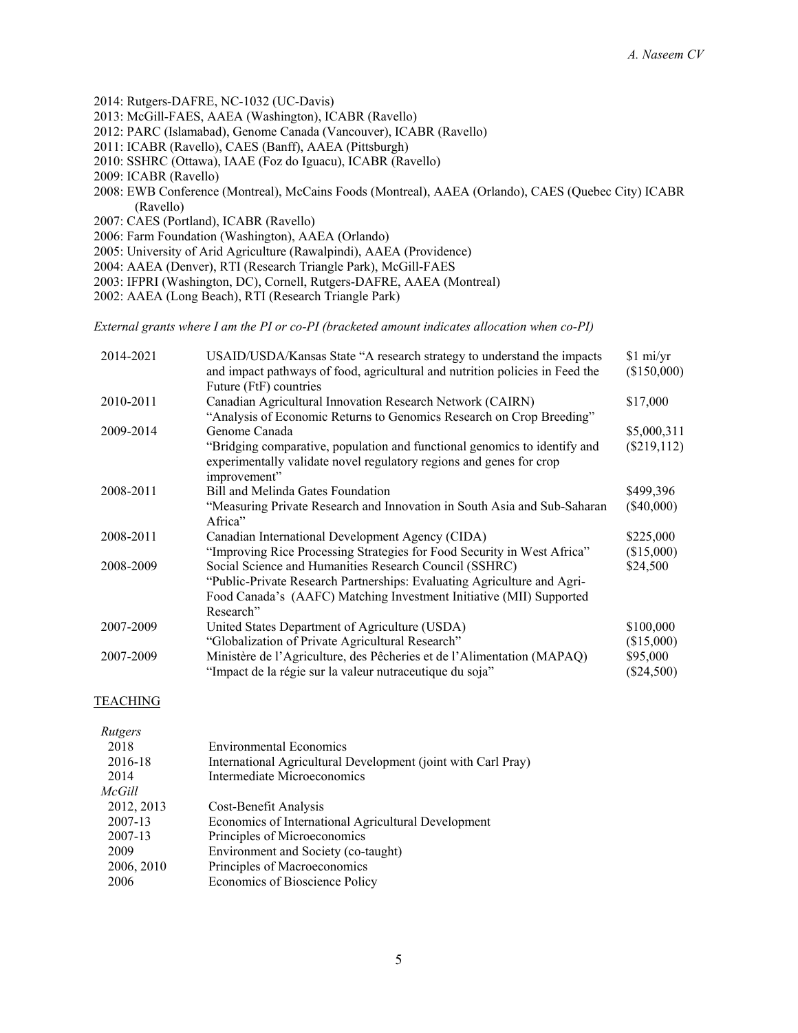2014: Rutgers-DAFRE, NC-1032 (UC-Davis)
2013: McGill-FAES, AAEA (Washington), ICABR (Ravello)
2012: PARC (Islamabad), Genome Canada (Vancouver), ICABR (Ravello)
2011: ICABR (Ravello), CAES (Banff), AAEA (Pittsburgh)
2010: SSHRC (Ottawa), IAAE (Foz do Iguacu), ICABR (Ravello)
2009: ICABR (Ravello)
2008: EWB Conference (Montreal), McCains Foods (Montreal), AAEA (Orlando), CAES (Quebec City) ICABR (Ravello)
2007: CAES (Portland), ICABR (Ravello)
2006: Farm Foundation (Washington), AAEA (Orlando)
2005: University of Arid Agriculture (Rawalpindi), AAEA (Providence)
2004: AAEA (Denver), RTI (Research Triangle Park), McGill-FAES
2003: IFPRI (Washington, DC), Cornell, Rutgers-DAFRE, AAEA (Montreal)
2002: AAEA (Long Beach), RTI (Research Triangle Park)

*External grants where I am the PI or co-PI (bracketed amount indicates allocation when co-PI)*

| | | |
|---|---|---|
| 2014-2021 | USAID/USDA/Kansas State "A research strategy to understand the impacts and impact pathways of food, agricultural and nutrition policies in Feed the Future (FtF) countries | $1 mi/yr ($150,000) |
| 2010-2011 | Canadian Agricultural Innovation Research Network (CAIRN) "Analysis of Economic Returns to Genomics Research on Crop Breeding" | $17,000 |
| 2009-2014 | Genome Canada "Bridging comparative, population and functional genomics to identify and experimentally validate novel regulatory regions and genes for crop improvement" | $5,000,311 ($219,112) |
| 2008-2011 | Bill and Melinda Gates Foundation "Measuring Private Research and Innovation in South Asia and Sub-Saharan Africa" | $499,396 ($40,000) |
| 2008-2011 | Canadian International Development Agency (CIDA) "Improving Rice Processing Strategies for Food Security in West Africa" | $225,000 ($15,000) |
| 2008-2009 | Social Science and Humanities Research Council (SSHRC) "Public-Private Research Partnerships: Evaluating Agriculture and Agri-Food Canada's (AAFC) Matching Investment Initiative (MII) Supported Research" | $24,500 |
| 2007-2009 | United States Department of Agriculture (USDA) "Globalization of Private Agricultural Research" | $100,000 ($15,000) |
| 2007-2009 | Ministère de l'Agriculture, des Pêcheries et de l'Alimentation (MAPAQ) "Impact de la régie sur la valeur nutraceutique du soja" | $95,000 ($24,500) |

## TEACHING

*Rutgers*

| | |
|---|---|
| 2018 | Environmental Economics |
| 2016-18 | International Agricultural Development (joint with Carl Pray) |
| 2014 | Intermediate Microeconomics |

*McGill*

| | |
|---|---|
| 2012, 2013 | Cost-Benefit Analysis |
| 2007-13 | Economics of International Agricultural Development |
| 2007-13 | Principles of Microeconomics |
| 2009 | Environment and Society (co-taught) |
| 2006, 2010 | Principles of Macroeconomics |
| 2006 | Economics of Bioscience Policy |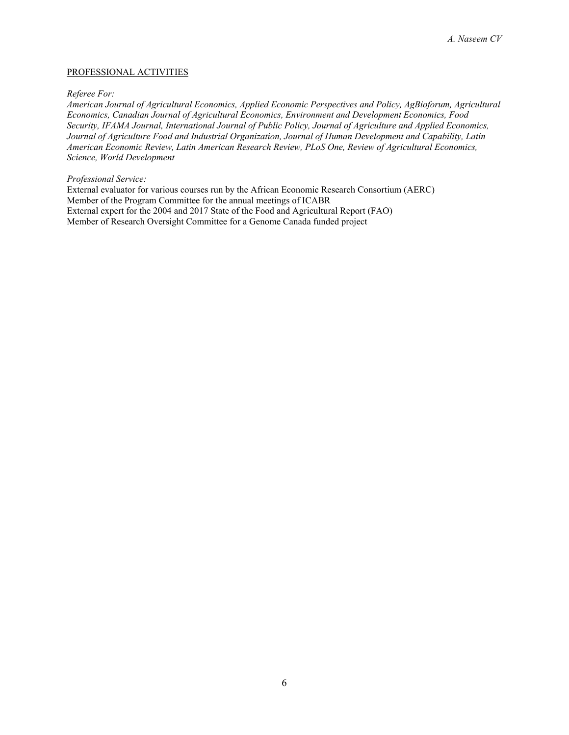## PROFESSIONAL ACTIVITIES

*Referee For:*

*American Journal of Agricultural Economics, Applied Economic Perspectives and Policy, AgBioforum, Agricultural Economics, Canadian Journal of Agricultural Economics, Environment and Development Economics, Food Security, IFAMA Journal, International Journal of Public Policy, Journal of Agriculture and Applied Economics, Journal of Agriculture Food and Industrial Organization, Journal of Human Development and Capability, Latin American Economic Review, Latin American Research Review, PLoS One, Review of Agricultural Economics, Science, World Development*

*Professional Service:*

External evaluator for various courses run by the African Economic Research Consortium (AERC)
Member of the Program Committee for the annual meetings of ICABR
External expert for the 2004 and 2017 State of the Food and Agricultural Report (FAO)
Member of Research Oversight Committee for a Genome Canada funded project